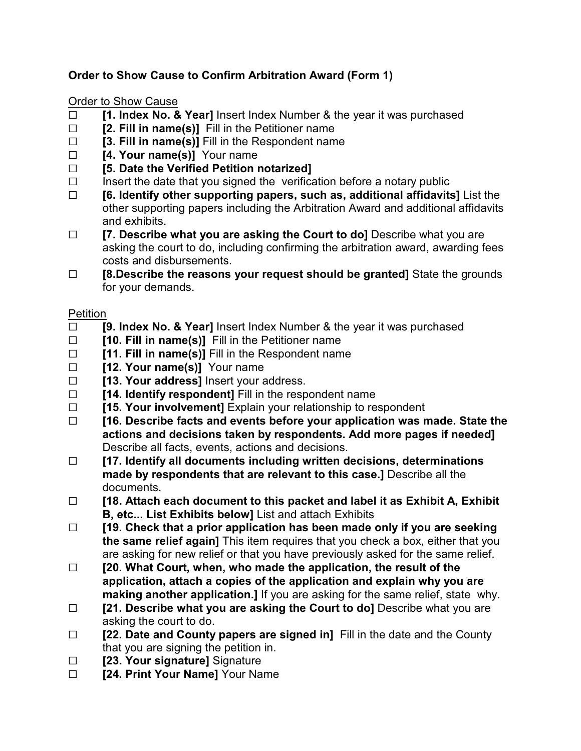**Order to Show Cause to Confirm Arbitration Award (Form 1)**

Order to Show Cause

- ☐ **[1. Index No. & Year]** Insert Index Number & the year it was purchased
- ☐ **[2. Fill in name(s)]** Fill in the Petitioner name
- ☐ **[3. Fill in name(s)]** Fill in the Respondent name
- ☐ **[4. Your name(s)]** Your name
- ☐ **[5. Date the Verified Petition notarized]**
- ☐ Insert the date that you signed the verification before a notary public
- ☐ **[6. Identify other supporting papers, such as, additional affidavits]** List the other supporting papers including the Arbitration Award and additional affidavits and exhibits.
- ☐ **[7. Describe what you are asking the Court to do]** Describe what you are asking the court to do, including confirming the arbitration award, awarding fees costs and disbursements.
- ☐ **[8.Describe the reasons your request should be granted]** State the grounds for your demands.

Petition

- ☐ **[9. Index No. & Year]** Insert Index Number & the year it was purchased
- ☐ **[10. Fill in name(s)]** Fill in the Petitioner name
- ☐ **[11. Fill in name(s)]** Fill in the Respondent name
- ☐ **[12. Your name(s)]** Your name
- ☐ **[13. Your address]** Insert your address.
- ☐ **[14. Identify respondent]** Fill in the respondent name
- ☐ **[15. Your involvement]** Explain your relationship to respondent
- ☐ **[16. Describe facts and events before your application was made. State the actions and decisions taken by respondents. Add more pages if needed]** Describe all facts, events, actions and decisions.
- ☐ **[17. Identify all documents including written decisions, determinations made by respondents that are relevant to this case.]** Describe all the documents.
- ☐ **[18. Attach each document to this packet and label it as Exhibit A, Exhibit B, etc... List Exhibits below]** List and attach Exhibits
- ☐ **[19. Check that a prior application has been made only if you are seeking the same relief again]** This item requires that you check a box, either that you are asking for new relief or that you have previously asked for the same relief.
- ☐ **[20. What Court, when, who made the application, the result of the application, attach a copies of the application and explain why you are making another application.]** If you are asking for the same relief, state why.
- ☐ **[21. Describe what you are asking the Court to do]** Describe what you are asking the court to do.
- ☐ **[22. Date and County papers are signed in]** Fill in the date and the County that you are signing the petition in.
- ☐ **[23. Your signature]** Signature
- ☐ **[24. Print Your Name]** Your Name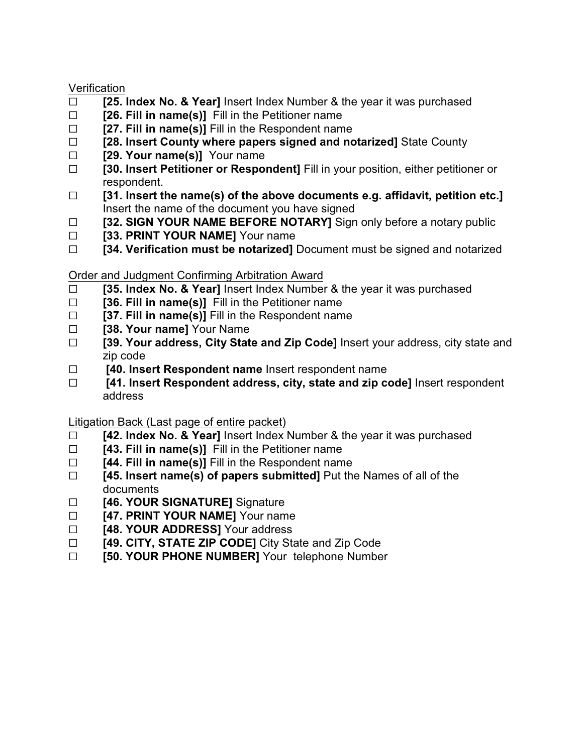Verification

☐ **[25. Index No. & Year]** Insert Index Number & the year it was purchased
☐ **[26. Fill in name(s)]** Fill in the Petitioner name
☐ **[27. Fill in name(s)]** Fill in the Respondent name
☐ **[28. Insert County where papers signed and notarized]** State County
☐ **[29. Your name(s)]** Your name
☐ **[30. Insert Petitioner or Respondent]** Fill in your position, either petitioner or respondent.
☐ **[31. Insert the name(s) of the above documents e.g. affidavit, petition etc.]** Insert the name of the document you have signed
☐ **[32. SIGN YOUR NAME BEFORE NOTARY]** Sign only before a notary public
☐ **[33. PRINT YOUR NAME]** Your name
☐ **[34. Verification must be notarized]** Document must be signed and notarized

Order and Judgment Confirming Arbitration Award

☐ **[35. Index No. & Year]** Insert Index Number & the year it was purchased
☐ **[36. Fill in name(s)]** Fill in the Petitioner name
☐ **[37. Fill in name(s)]** Fill in the Respondent name
☐ **[38. Your name]** Your Name
☐ **[39. Your address, City State and Zip Code]** Insert your address, city state and zip code
☐ **[40. Insert Respondent name** Insert respondent name
☐ **[41. Insert Respondent address, city, state and zip code]** Insert respondent address

Litigation Back (Last page of entire packet)

☐ **[42. Index No. & Year]** Insert Index Number & the year it was purchased
☐ **[43. Fill in name(s)]** Fill in the Petitioner name
☐ **[44. Fill in name(s)]** Fill in the Respondent name
☐ **[45. Insert name(s) of papers submitted]** Put the Names of all of the documents
☐ **[46. YOUR SIGNATURE]** Signature
☐ **[47. PRINT YOUR NAME]** Your name
☐ **[48. YOUR ADDRESS]** Your address
☐ **[49. CITY, STATE ZIP CODE]** City State and Zip Code
☐ **[50. YOUR PHONE NUMBER]** Your telephone Number